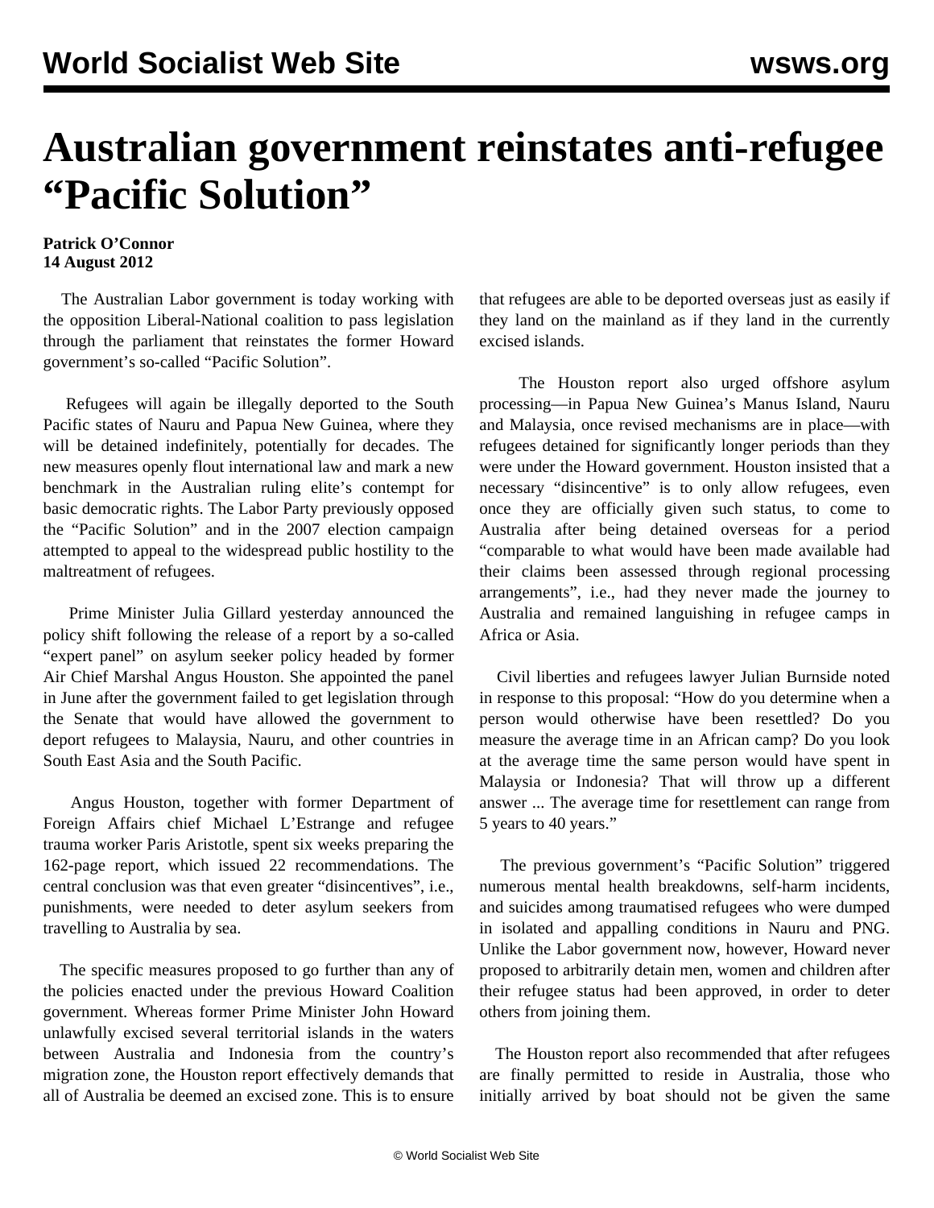# Australian government reinstates anti-refugee "Pacific Solution"

**Patrick O'Connor**
**14 August 2012**

The Australian Labor government is today working with the opposition Liberal-National coalition to pass legislation through the parliament that reinstates the former Howard government's so-called "Pacific Solution".

Refugees will again be illegally deported to the South Pacific states of Nauru and Papua New Guinea, where they will be detained indefinitely, potentially for decades. The new measures openly flout international law and mark a new benchmark in the Australian ruling elite's contempt for basic democratic rights. The Labor Party previously opposed the "Pacific Solution" and in the 2007 election campaign attempted to appeal to the widespread public hostility to the maltreatment of refugees.

Prime Minister Julia Gillard yesterday announced the policy shift following the release of a report by a so-called "expert panel" on asylum seeker policy headed by former Air Chief Marshal Angus Houston. She appointed the panel in June after the government failed to get legislation through the Senate that would have allowed the government to deport refugees to Malaysia, Nauru, and other countries in South East Asia and the South Pacific.

Angus Houston, together with former Department of Foreign Affairs chief Michael L'Estrange and refugee trauma worker Paris Aristotle, spent six weeks preparing the 162-page report, which issued 22 recommendations. The central conclusion was that even greater "disincentives", i.e., punishments, were needed to deter asylum seekers from travelling to Australia by sea.

The specific measures proposed to go further than any of the policies enacted under the previous Howard Coalition government. Whereas former Prime Minister John Howard unlawfully excised several territorial islands in the waters between Australia and Indonesia from the country's migration zone, the Houston report effectively demands that all of Australia be deemed an excised zone. This is to ensure that refugees are able to be deported overseas just as easily if they land on the mainland as if they land in the currently excised islands.

The Houston report also urged offshore asylum processing—in Papua New Guinea's Manus Island, Nauru and Malaysia, once revised mechanisms are in place—with refugees detained for significantly longer periods than they were under the Howard government. Houston insisted that a necessary "disincentive" is to only allow refugees, even once they are officially given such status, to come to Australia after being detained overseas for a period "comparable to what would have been made available had their claims been assessed through regional processing arrangements", i.e., had they never made the journey to Australia and remained languishing in refugee camps in Africa or Asia.

Civil liberties and refugees lawyer Julian Burnside noted in response to this proposal: "How do you determine when a person would otherwise have been resettled? Do you measure the average time in an African camp? Do you look at the average time the same person would have spent in Malaysia or Indonesia? That will throw up a different answer ... The average time for resettlement can range from 5 years to 40 years."

The previous government's "Pacific Solution" triggered numerous mental health breakdowns, self-harm incidents, and suicides among traumatised refugees who were dumped in isolated and appalling conditions in Nauru and PNG. Unlike the Labor government now, however, Howard never proposed to arbitrarily detain men, women and children after their refugee status had been approved, in order to deter others from joining them.

The Houston report also recommended that after refugees are finally permitted to reside in Australia, those who initially arrived by boat should not be given the same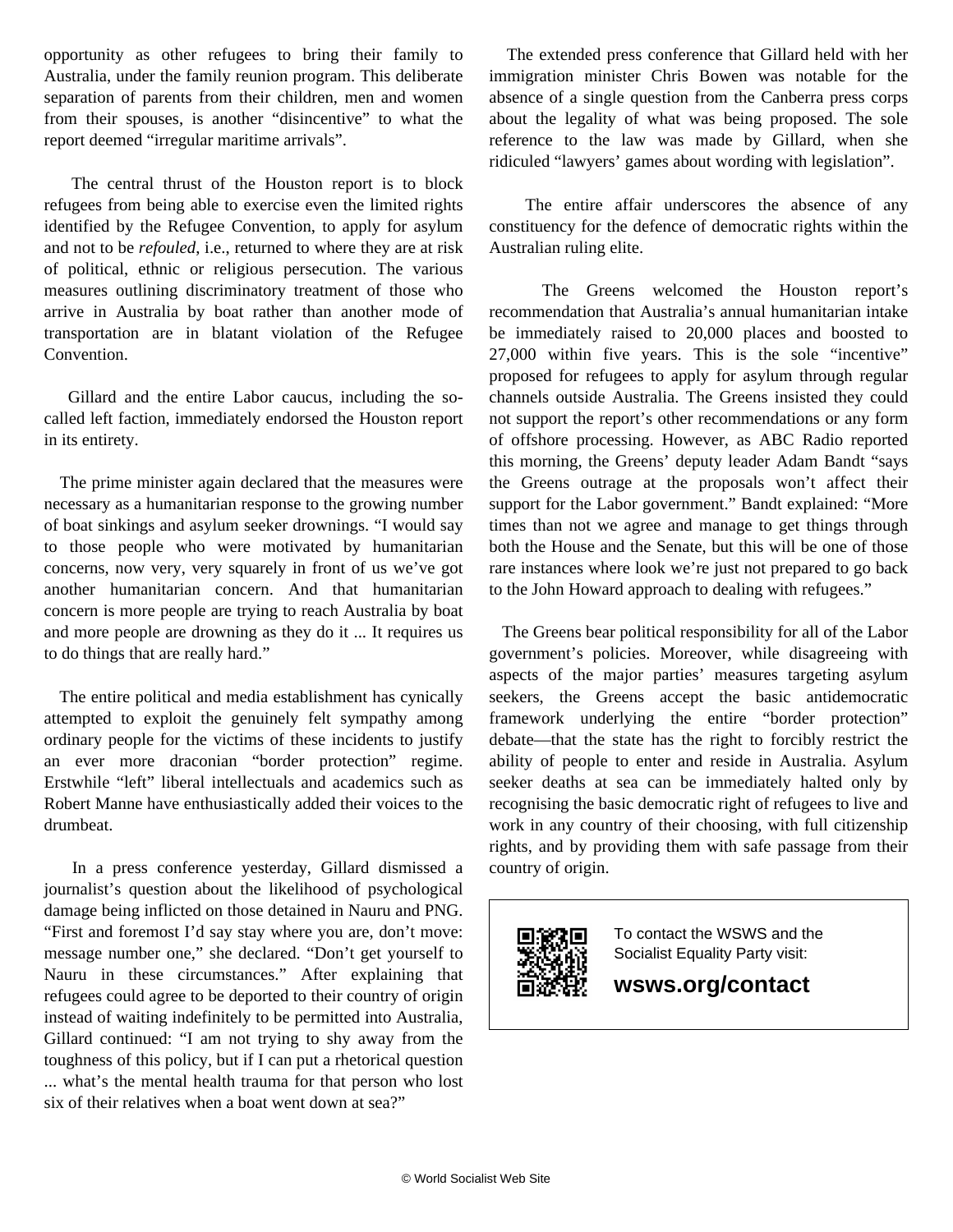opportunity as other refugees to bring their family to Australia, under the family reunion program. This deliberate separation of parents from their children, men and women from their spouses, is another "disincentive" to what the report deemed "irregular maritime arrivals".

The central thrust of the Houston report is to block refugees from being able to exercise even the limited rights identified by the Refugee Convention, to apply for asylum and not to be *refouled*, i.e., returned to where they are at risk of political, ethnic or religious persecution. The various measures outlining discriminatory treatment of those who arrive in Australia by boat rather than another mode of transportation are in blatant violation of the Refugee Convention.

Gillard and the entire Labor caucus, including the so-called left faction, immediately endorsed the Houston report in its entirety.

The prime minister again declared that the measures were necessary as a humanitarian response to the growing number of boat sinkings and asylum seeker drownings. "I would say to those people who were motivated by humanitarian concerns, now very, very squarely in front of us we've got another humanitarian concern. And that humanitarian concern is more people are trying to reach Australia by boat and more people are drowning as they do it ... It requires us to do things that are really hard."

The entire political and media establishment has cynically attempted to exploit the genuinely felt sympathy among ordinary people for the victims of these incidents to justify an ever more draconian "border protection" regime. Erstwhile "left" liberal intellectuals and academics such as Robert Manne have enthusiastically added their voices to the drumbeat.

In a press conference yesterday, Gillard dismissed a journalist's question about the likelihood of psychological damage being inflicted on those detained in Nauru and PNG. "First and foremost I'd say stay where you are, don't move: message number one," she declared. "Don't get yourself to Nauru in these circumstances." After explaining that refugees could agree to be deported to their country of origin instead of waiting indefinitely to be permitted into Australia, Gillard continued: "I am not trying to shy away from the toughness of this policy, but if I can put a rhetorical question ... what's the mental health trauma for that person who lost six of their relatives when a boat went down at sea?"

The extended press conference that Gillard held with her immigration minister Chris Bowen was notable for the absence of a single question from the Canberra press corps about the legality of what was being proposed. The sole reference to the law was made by Gillard, when she ridiculed "lawyers' games about wording with legislation".

The entire affair underscores the absence of any constituency for the defence of democratic rights within the Australian ruling elite.

The Greens welcomed the Houston report's recommendation that Australia's annual humanitarian intake be immediately raised to 20,000 places and boosted to 27,000 within five years. This is the sole "incentive" proposed for refugees to apply for asylum through regular channels outside Australia. The Greens insisted they could not support the report's other recommendations or any form of offshore processing. However, as ABC Radio reported this morning, the Greens' deputy leader Adam Bandt "says the Greens outrage at the proposals won't affect their support for the Labor government." Bandt explained: "More times than not we agree and manage to get things through both the House and the Senate, but this will be one of those rare instances where look we're just not prepared to go back to the John Howard approach to dealing with refugees."

The Greens bear political responsibility for all of the Labor government's policies. Moreover, while disagreeing with aspects of the major parties' measures targeting asylum seekers, the Greens accept the basic antidemocratic framework underlying the entire "border protection" debate—that the state has the right to forcibly restrict the ability of people to enter and reside in Australia. Asylum seeker deaths at sea can be immediately halted only by recognising the basic democratic right of refugees to live and work in any country of their choosing, with full citizenship rights, and by providing them with safe passage from their country of origin.

To contact the WSWS and the Socialist Equality Party visit:

**wsws.org/contact**